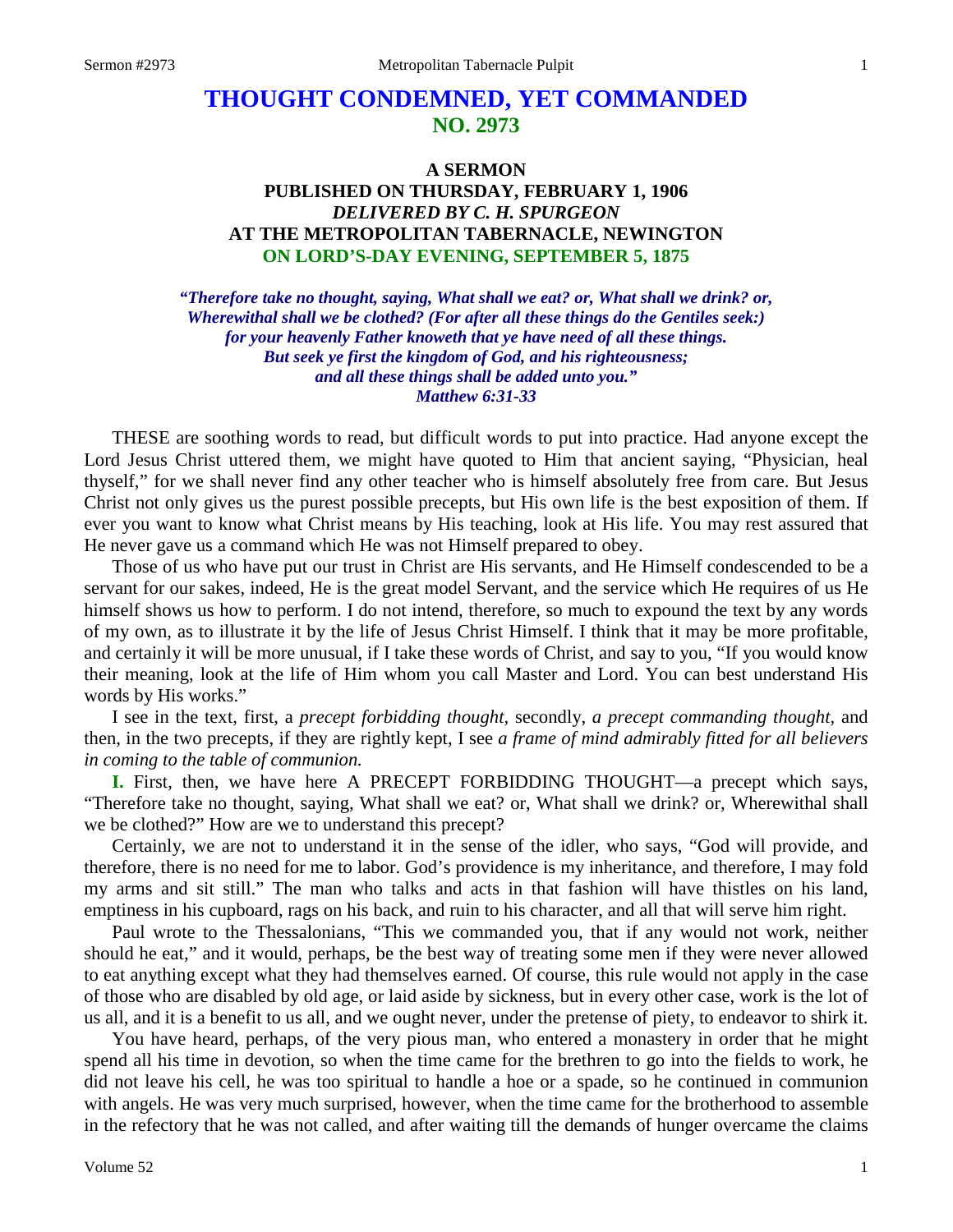# THOUGHT CONDEMNED, YET COMMANDED
## NO. 2973

### A SERMON
### PUBLISHED ON THURSDAY, FEBRUARY 1, 1906
### *DELIVERED BY C. H. SPURGEON*
### AT THE METROPOLITAN TABERNACLE, NEWINGTON
### ON LORD'S-DAY EVENING, SEPTEMBER 5, 1875

*"Therefore take no thought, saying, What shall we eat? or, What shall we drink? or, Wherewithal shall we be clothed? (For after all these things do the Gentiles seek:) for your heavenly Father knoweth that ye have need of all these things. But seek ye first the kingdom of God, and his righteousness; and all these things shall be added unto you."*
*Matthew 6:31-33*

THESE are soothing words to read, but difficult words to put into practice. Had anyone except the Lord Jesus Christ uttered them, we might have quoted to Him that ancient saying, "Physician, heal thyself," for we shall never find any other teacher who is himself absolutely free from care. But Jesus Christ not only gives us the purest possible precepts, but His own life is the best exposition of them. If ever you want to know what Christ means by His teaching, look at His life. You may rest assured that He never gave us a command which He was not Himself prepared to obey.

Those of us who have put our trust in Christ are His servants, and He Himself condescended to be a servant for our sakes, indeed, He is the great model Servant, and the service which He requires of us He himself shows us how to perform. I do not intend, therefore, so much to expound the text by any words of my own, as to illustrate it by the life of Jesus Christ Himself. I think that it may be more profitable, and certainly it will be more unusual, if I take these words of Christ, and say to you, "If you would know their meaning, look at the life of Him whom you call Master and Lord. You can best understand His words by His works."

I see in the text, first, a *precept forbidding thought*, secondly, *a precept commanding thought*, and then, in the two precepts, if they are rightly kept, I see *a frame of mind admirably fitted for all believers in coming to the table of communion.*

**I.** First, then, we have here A PRECEPT FORBIDDING THOUGHT—a precept which says, "Therefore take no thought, saying, What shall we eat? or, What shall we drink? or, Wherewithal shall we be clothed?" How are we to understand this precept?

Certainly, we are not to understand it in the sense of the idler, who says, "God will provide, and therefore, there is no need for me to labor. God's providence is my inheritance, and therefore, I may fold my arms and sit still." The man who talks and acts in that fashion will have thistles on his land, emptiness in his cupboard, rags on his back, and ruin to his character, and all that will serve him right.

Paul wrote to the Thessalonians, "This we commanded you, that if any would not work, neither should he eat," and it would, perhaps, be the best way of treating some men if they were never allowed to eat anything except what they had themselves earned. Of course, this rule would not apply in the case of those who are disabled by old age, or laid aside by sickness, but in every other case, work is the lot of us all, and it is a benefit to us all, and we ought never, under the pretense of piety, to endeavor to shirk it.

You have heard, perhaps, of the very pious man, who entered a monastery in order that he might spend all his time in devotion, so when the time came for the brethren to go into the fields to work, he did not leave his cell, he was too spiritual to handle a hoe or a spade, so he continued in communion with angels. He was very much surprised, however, when the time came for the brotherhood to assemble in the refectory that he was not called, and after waiting till the demands of hunger overcame the claims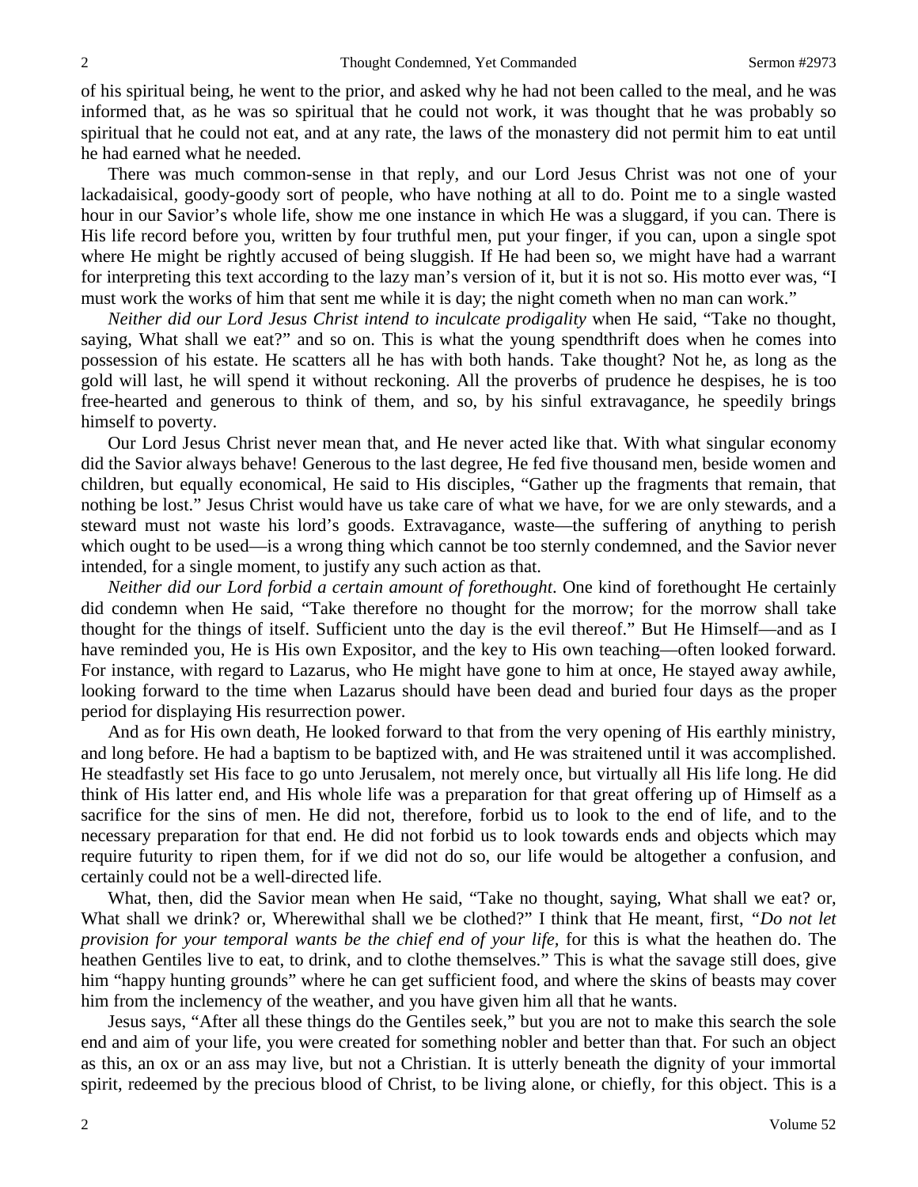of his spiritual being, he went to the prior, and asked why he had not been called to the meal, and he was informed that, as he was so spiritual that he could not work, it was thought that he was probably so spiritual that he could not eat, and at any rate, the laws of the monastery did not permit him to eat until he had earned what he needed.

There was much common-sense in that reply, and our Lord Jesus Christ was not one of your lackadaisical, goody-goody sort of people, who have nothing at all to do. Point me to a single wasted hour in our Savior's whole life, show me one instance in which He was a sluggard, if you can. There is His life record before you, written by four truthful men, put your finger, if you can, upon a single spot where He might be rightly accused of being sluggish. If He had been so, we might have had a warrant for interpreting this text according to the lazy man's version of it, but it is not so. His motto ever was, "I must work the works of him that sent me while it is day; the night cometh when no man can work."

*Neither did our Lord Jesus Christ intend to inculcate prodigality* when He said, "Take no thought, saying, What shall we eat?" and so on. This is what the young spendthrift does when he comes into possession of his estate. He scatters all he has with both hands. Take thought? Not he, as long as the gold will last, he will spend it without reckoning. All the proverbs of prudence he despises, he is too free-hearted and generous to think of them, and so, by his sinful extravagance, he speedily brings himself to poverty.

Our Lord Jesus Christ never mean that, and He never acted like that. With what singular economy did the Savior always behave! Generous to the last degree, He fed five thousand men, beside women and children, but equally economical, He said to His disciples, "Gather up the fragments that remain, that nothing be lost." Jesus Christ would have us take care of what we have, for we are only stewards, and a steward must not waste his lord's goods. Extravagance, waste—the suffering of anything to perish which ought to be used—is a wrong thing which cannot be too sternly condemned, and the Savior never intended, for a single moment, to justify any such action as that.

*Neither did our Lord forbid a certain amount of forethought*. One kind of forethought He certainly did condemn when He said, "Take therefore no thought for the morrow; for the morrow shall take thought for the things of itself. Sufficient unto the day is the evil thereof." But He Himself—and as I have reminded you, He is His own Expositor, and the key to His own teaching—often looked forward. For instance, with regard to Lazarus, who He might have gone to him at once, He stayed away awhile, looking forward to the time when Lazarus should have been dead and buried four days as the proper period for displaying His resurrection power.

And as for His own death, He looked forward to that from the very opening of His earthly ministry, and long before. He had a baptism to be baptized with, and He was straitened until it was accomplished. He steadfastly set His face to go unto Jerusalem, not merely once, but virtually all His life long. He did think of His latter end, and His whole life was a preparation for that great offering up of Himself as a sacrifice for the sins of men. He did not, therefore, forbid us to look to the end of life, and to the necessary preparation for that end. He did not forbid us to look towards ends and objects which may require futurity to ripen them, for if we did not do so, our life would be altogether a confusion, and certainly could not be a well-directed life.

What, then, did the Savior mean when He said, "Take no thought, saying, What shall we eat? or, What shall we drink? or, Wherewithal shall we be clothed?" I think that He meant, first, *"Do not let provision for your temporal wants be the chief end of your life,* for this is what the heathen do. The heathen Gentiles live to eat, to drink, and to clothe themselves." This is what the savage still does, give him "happy hunting grounds" where he can get sufficient food, and where the skins of beasts may cover him from the inclemency of the weather, and you have given him all that he wants.

Jesus says, "After all these things do the Gentiles seek," but you are not to make this search the sole end and aim of your life, you were created for something nobler and better than that. For such an object as this, an ox or an ass may live, but not a Christian. It is utterly beneath the dignity of your immortal spirit, redeemed by the precious blood of Christ, to be living alone, or chiefly, for this object. This is a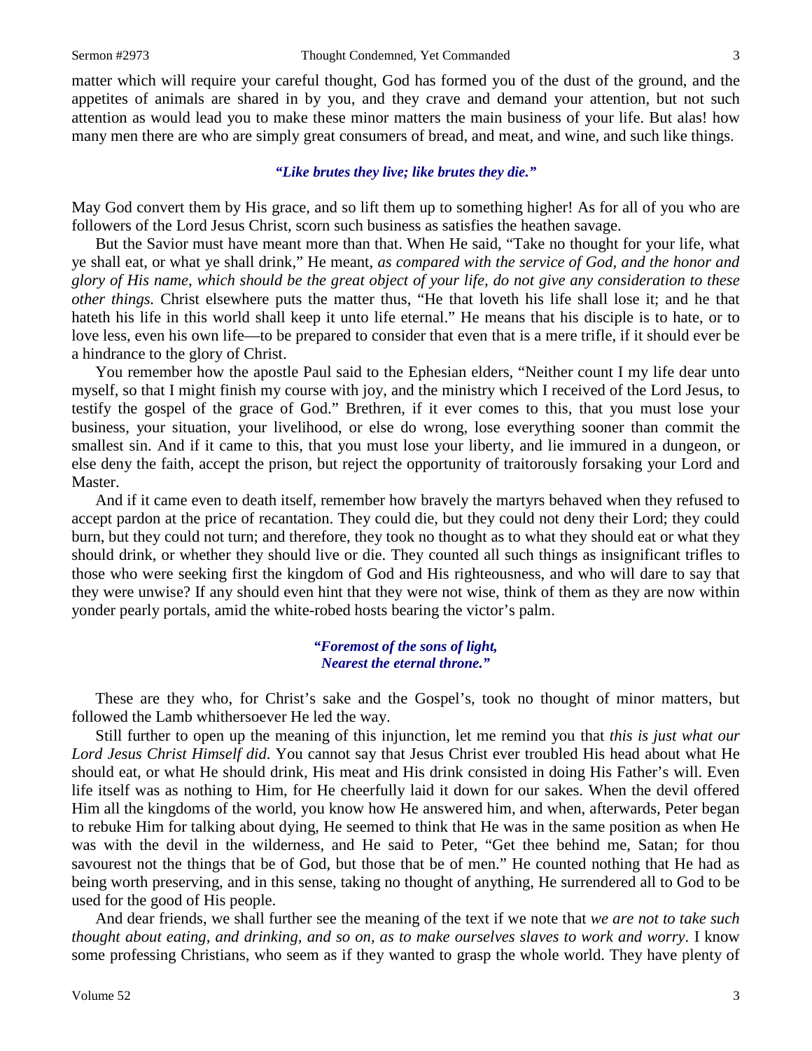matter which will require your careful thought, God has formed you of the dust of the ground, and the appetites of animals are shared in by you, and they crave and demand your attention, but not such attention as would lead you to make these minor matters the main business of your life. But alas! how many men there are who are simply great consumers of bread, and meat, and wine, and such like things.

*"Like brutes they live; like brutes they die."*

May God convert them by His grace, and so lift them up to something higher! As for all of you who are followers of the Lord Jesus Christ, scorn such business as satisfies the heathen savage.

But the Savior must have meant more than that. When He said, "Take no thought for your life, what ye shall eat, or what ye shall drink," He meant, *as compared with the service of God, and the honor and glory of His name, which should be the great object of your life, do not give any consideration to these other things.* Christ elsewhere puts the matter thus, "He that loveth his life shall lose it; and he that hateth his life in this world shall keep it unto life eternal." He means that his disciple is to hate, or to love less, even his own life—to be prepared to consider that even that is a mere trifle, if it should ever be a hindrance to the glory of Christ.

You remember how the apostle Paul said to the Ephesian elders, "Neither count I my life dear unto myself, so that I might finish my course with joy, and the ministry which I received of the Lord Jesus, to testify the gospel of the grace of God." Brethren, if it ever comes to this, that you must lose your business, your situation, your livelihood, or else do wrong, lose everything sooner than commit the smallest sin. And if it came to this, that you must lose your liberty, and lie immured in a dungeon, or else deny the faith, accept the prison, but reject the opportunity of traitorously forsaking your Lord and Master.

And if it came even to death itself, remember how bravely the martyrs behaved when they refused to accept pardon at the price of recantation. They could die, but they could not deny their Lord; they could burn, but they could not turn; and therefore, they took no thought as to what they should eat or what they should drink, or whether they should live or die. They counted all such things as insignificant trifles to those who were seeking first the kingdom of God and His righteousness, and who will dare to say that they were unwise? If any should even hint that they were not wise, think of them as they are now within yonder pearly portals, amid the white-robed hosts bearing the victor's palm.

*"Foremost of the sons of light,*
*Nearest the eternal throne."*

These are they who, for Christ's sake and the Gospel's, took no thought of minor matters, but followed the Lamb whithersoever He led the way.

Still further to open up the meaning of this injunction, let me remind you that *this is just what our Lord Jesus Christ Himself did*. You cannot say that Jesus Christ ever troubled His head about what He should eat, or what He should drink, His meat and His drink consisted in doing His Father's will. Even life itself was as nothing to Him, for He cheerfully laid it down for our sakes. When the devil offered Him all the kingdoms of the world, you know how He answered him, and when, afterwards, Peter began to rebuke Him for talking about dying, He seemed to think that He was in the same position as when He was with the devil in the wilderness, and He said to Peter, "Get thee behind me, Satan; for thou savourest not the things that be of God, but those that be of men." He counted nothing that He had as being worth preserving, and in this sense, taking no thought of anything, He surrendered all to God to be used for the good of His people.

And dear friends, we shall further see the meaning of the text if we note that *we are not to take such thought about eating, and drinking, and so on, as to make ourselves slaves to work and worry*. I know some professing Christians, who seem as if they wanted to grasp the whole world. They have plenty of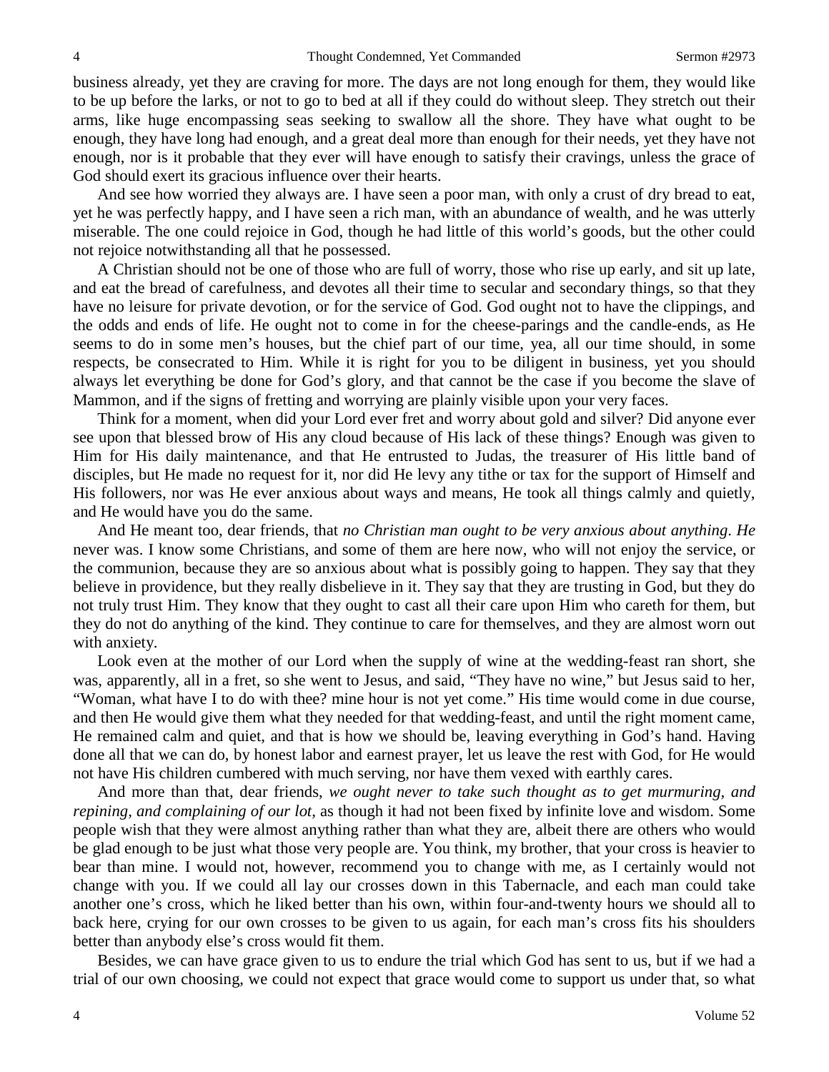business already, yet they are craving for more. The days are not long enough for them, they would like to be up before the larks, or not to go to bed at all if they could do without sleep. They stretch out their arms, like huge encompassing seas seeking to swallow all the shore. They have what ought to be enough, they have long had enough, and a great deal more than enough for their needs, yet they have not enough, nor is it probable that they ever will have enough to satisfy their cravings, unless the grace of God should exert its gracious influence over their hearts.

And see how worried they always are. I have seen a poor man, with only a crust of dry bread to eat, yet he was perfectly happy, and I have seen a rich man, with an abundance of wealth, and he was utterly miserable. The one could rejoice in God, though he had little of this world's goods, but the other could not rejoice notwithstanding all that he possessed.

A Christian should not be one of those who are full of worry, those who rise up early, and sit up late, and eat the bread of carefulness, and devotes all their time to secular and secondary things, so that they have no leisure for private devotion, or for the service of God. God ought not to have the clippings, and the odds and ends of life. He ought not to come in for the cheese-parings and the candle-ends, as He seems to do in some men's houses, but the chief part of our time, yea, all our time should, in some respects, be consecrated to Him. While it is right for you to be diligent in business, yet you should always let everything be done for God's glory, and that cannot be the case if you become the slave of Mammon, and if the signs of fretting and worrying are plainly visible upon your very faces.

Think for a moment, when did your Lord ever fret and worry about gold and silver? Did anyone ever see upon that blessed brow of His any cloud because of His lack of these things? Enough was given to Him for His daily maintenance, and that He entrusted to Judas, the treasurer of His little band of disciples, but He made no request for it, nor did He levy any tithe or tax for the support of Himself and His followers, nor was He ever anxious about ways and means, He took all things calmly and quietly, and He would have you do the same.

And He meant too, dear friends, that *no Christian man ought to be very anxious about anything*. *He* never was. I know some Christians, and some of them are here now, who will not enjoy the service, or the communion, because they are so anxious about what is possibly going to happen. They say that they believe in providence, but they really disbelieve in it. They say that they are trusting in God, but they do not truly trust Him. They know that they ought to cast all their care upon Him who careth for them, but they do not do anything of the kind. They continue to care for themselves, and they are almost worn out with anxiety.

Look even at the mother of our Lord when the supply of wine at the wedding-feast ran short, she was, apparently, all in a fret, so she went to Jesus, and said, "They have no wine," but Jesus said to her, "Woman, what have I to do with thee? mine hour is not yet come." His time would come in due course, and then He would give them what they needed for that wedding-feast, and until the right moment came, He remained calm and quiet, and that is how we should be, leaving everything in God's hand. Having done all that we can do, by honest labor and earnest prayer, let us leave the rest with God, for He would not have His children cumbered with much serving, nor have them vexed with earthly cares.

And more than that, dear friends, *we ought never to take such thought as to get murmuring, and repining, and complaining of our lot,* as though it had not been fixed by infinite love and wisdom. Some people wish that they were almost anything rather than what they are, albeit there are others who would be glad enough to be just what those very people are. You think, my brother, that your cross is heavier to bear than mine. I would not, however, recommend you to change with me, as I certainly would not change with you. If we could all lay our crosses down in this Tabernacle, and each man could take another one's cross, which he liked better than his own, within four-and-twenty hours we should all to back here, crying for our own crosses to be given to us again, for each man's cross fits his shoulders better than anybody else's cross would fit them.

Besides, we can have grace given to us to endure the trial which God has sent to us, but if we had a trial of our own choosing, we could not expect that grace would come to support us under that, so what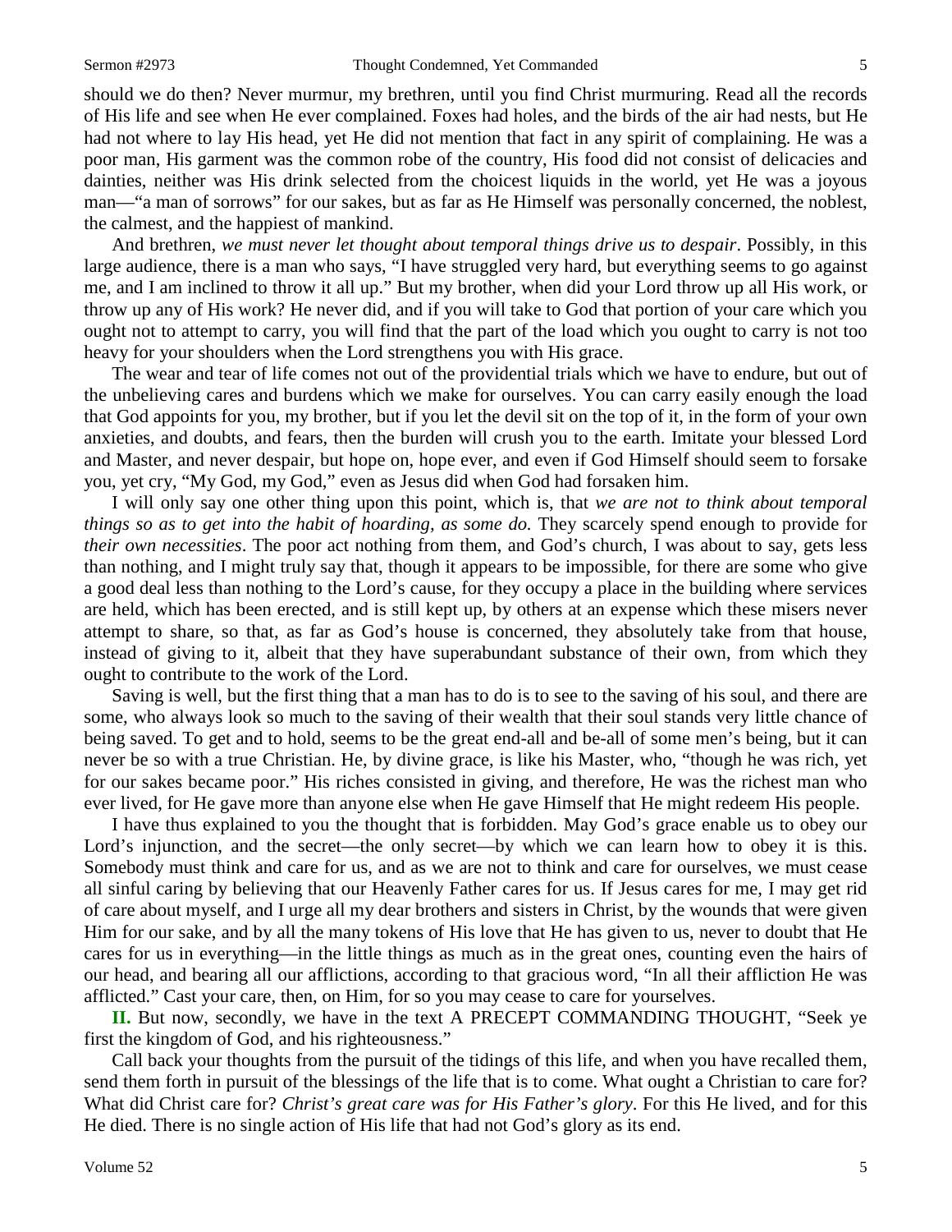should we do then? Never murmur, my brethren, until you find Christ murmuring. Read all the records of His life and see when He ever complained. Foxes had holes, and the birds of the air had nests, but He had not where to lay His head, yet He did not mention that fact in any spirit of complaining. He was a poor man, His garment was the common robe of the country, His food did not consist of delicacies and dainties, neither was His drink selected from the choicest liquids in the world, yet He was a joyous man—"a man of sorrows" for our sakes, but as far as He Himself was personally concerned, the noblest, the calmest, and the happiest of mankind.

And brethren, *we must never let thought about temporal things drive us to despair*. Possibly, in this large audience, there is a man who says, "I have struggled very hard, but everything seems to go against me, and I am inclined to throw it all up." But my brother, when did your Lord throw up all His work, or throw up any of His work? He never did, and if you will take to God that portion of your care which you ought not to attempt to carry, you will find that the part of the load which you ought to carry is not too heavy for your shoulders when the Lord strengthens you with His grace.

The wear and tear of life comes not out of the providential trials which we have to endure, but out of the unbelieving cares and burdens which we make for ourselves. You can carry easily enough the load that God appoints for you, my brother, but if you let the devil sit on the top of it, in the form of your own anxieties, and doubts, and fears, then the burden will crush you to the earth. Imitate your blessed Lord and Master, and never despair, but hope on, hope ever, and even if God Himself should seem to forsake you, yet cry, "My God, my God," even as Jesus did when God had forsaken him.

I will only say one other thing upon this point, which is, that *we are not to think about temporal things so as to get into the habit of hoarding, as some do.* They scarcely spend enough to provide for *their own necessities*. The poor act nothing from them, and God's church, I was about to say, gets less than nothing, and I might truly say that, though it appears to be impossible, for there are some who give a good deal less than nothing to the Lord's cause, for they occupy a place in the building where services are held, which has been erected, and is still kept up, by others at an expense which these misers never attempt to share, so that, as far as God's house is concerned, they absolutely take from that house, instead of giving to it, albeit that they have superabundant substance of their own, from which they ought to contribute to the work of the Lord.

Saving is well, but the first thing that a man has to do is to see to the saving of his soul, and there are some, who always look so much to the saving of their wealth that their soul stands very little chance of being saved. To get and to hold, seems to be the great end-all and be-all of some men's being, but it can never be so with a true Christian. He, by divine grace, is like his Master, who, "though he was rich, yet for our sakes became poor." His riches consisted in giving, and therefore, He was the richest man who ever lived, for He gave more than anyone else when He gave Himself that He might redeem His people.

I have thus explained to you the thought that is forbidden. May God's grace enable us to obey our Lord's injunction, and the secret—the only secret—by which we can learn how to obey it is this. Somebody must think and care for us, and as we are not to think and care for ourselves, we must cease all sinful caring by believing that our Heavenly Father cares for us. If Jesus cares for me, I may get rid of care about myself, and I urge all my dear brothers and sisters in Christ, by the wounds that were given Him for our sake, and by all the many tokens of His love that He has given to us, never to doubt that He cares for us in everything—in the little things as much as in the great ones, counting even the hairs of our head, and bearing all our afflictions, according to that gracious word, "In all their affliction He was afflicted." Cast your care, then, on Him, for so you may cease to care for yourselves.

**II.** But now, secondly, we have in the text A PRECEPT COMMANDING THOUGHT, "Seek ye first the kingdom of God, and his righteousness."

Call back your thoughts from the pursuit of the tidings of this life, and when you have recalled them, send them forth in pursuit of the blessings of the life that is to come. What ought a Christian to care for? What did Christ care for? *Christ's great care was for His Father's glory*. For this He lived, and for this He died. There is no single action of His life that had not God's glory as its end.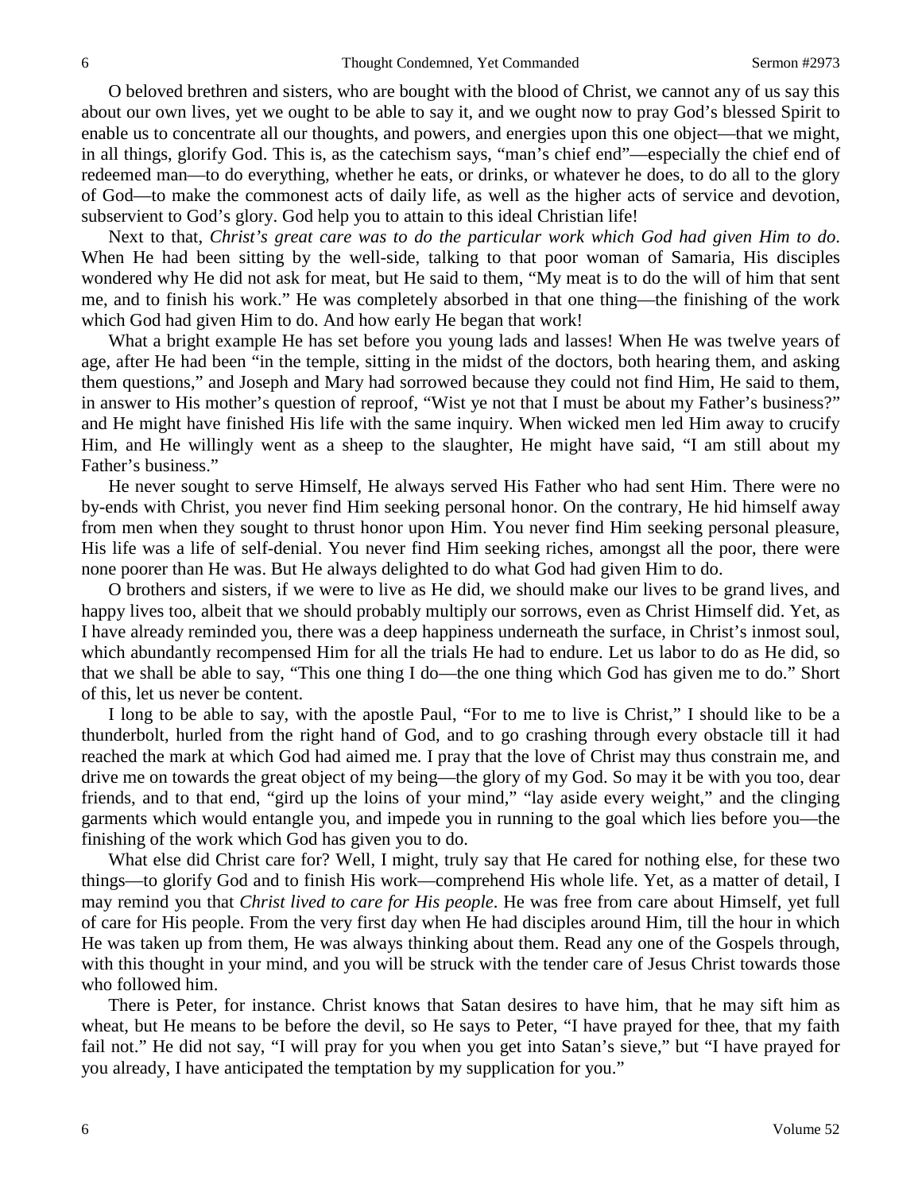O beloved brethren and sisters, who are bought with the blood of Christ, we cannot any of us say this about our own lives, yet we ought to be able to say it, and we ought now to pray God's blessed Spirit to enable us to concentrate all our thoughts, and powers, and energies upon this one object—that we might, in all things, glorify God. This is, as the catechism says, "man's chief end"—especially the chief end of redeemed man—to do everything, whether he eats, or drinks, or whatever he does, to do all to the glory of God—to make the commonest acts of daily life, as well as the higher acts of service and devotion, subservient to God's glory. God help you to attain to this ideal Christian life!

Next to that, *Christ's great care was to do the particular work which God had given Him to do*. When He had been sitting by the well-side, talking to that poor woman of Samaria, His disciples wondered why He did not ask for meat, but He said to them, "My meat is to do the will of him that sent me, and to finish his work." He was completely absorbed in that one thing—the finishing of the work which God had given Him to do. And how early He began that work!

What a bright example He has set before you young lads and lasses! When He was twelve years of age, after He had been "in the temple, sitting in the midst of the doctors, both hearing them, and asking them questions," and Joseph and Mary had sorrowed because they could not find Him, He said to them, in answer to His mother's question of reproof, "Wist ye not that I must be about my Father's business?" and He might have finished His life with the same inquiry. When wicked men led Him away to crucify Him, and He willingly went as a sheep to the slaughter, He might have said, "I am still about my Father's business."

He never sought to serve Himself, He always served His Father who had sent Him. There were no by-ends with Christ, you never find Him seeking personal honor. On the contrary, He hid himself away from men when they sought to thrust honor upon Him. You never find Him seeking personal pleasure, His life was a life of self-denial. You never find Him seeking riches, amongst all the poor, there were none poorer than He was. But He always delighted to do what God had given Him to do.

O brothers and sisters, if we were to live as He did, we should make our lives to be grand lives, and happy lives too, albeit that we should probably multiply our sorrows, even as Christ Himself did. Yet, as I have already reminded you, there was a deep happiness underneath the surface, in Christ's inmost soul, which abundantly recompensed Him for all the trials He had to endure. Let us labor to do as He did, so that we shall be able to say, "This one thing I do—the one thing which God has given me to do." Short of this, let us never be content.

I long to be able to say, with the apostle Paul, "For to me to live is Christ," I should like to be a thunderbolt, hurled from the right hand of God, and to go crashing through every obstacle till it had reached the mark at which God had aimed me. I pray that the love of Christ may thus constrain me, and drive me on towards the great object of my being—the glory of my God. So may it be with you too, dear friends, and to that end, "gird up the loins of your mind," "lay aside every weight," and the clinging garments which would entangle you, and impede you in running to the goal which lies before you—the finishing of the work which God has given you to do.

What else did Christ care for? Well, I might, truly say that He cared for nothing else, for these two things—to glorify God and to finish His work—comprehend His whole life. Yet, as a matter of detail, I may remind you that *Christ lived to care for His people*. He was free from care about Himself, yet full of care for His people. From the very first day when He had disciples around Him, till the hour in which He was taken up from them, He was always thinking about them. Read any one of the Gospels through, with this thought in your mind, and you will be struck with the tender care of Jesus Christ towards those who followed him.

There is Peter, for instance. Christ knows that Satan desires to have him, that he may sift him as wheat, but He means to be before the devil, so He says to Peter, "I have prayed for thee, that my faith fail not." He did not say, "I will pray for you when you get into Satan's sieve," but "I have prayed for you already, I have anticipated the temptation by my supplication for you."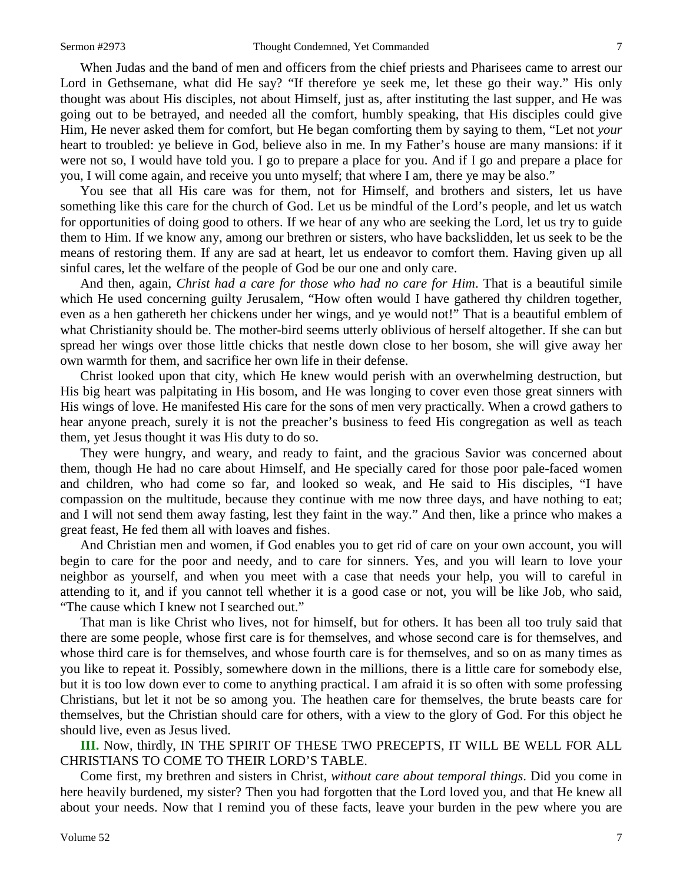When Judas and the band of men and officers from the chief priests and Pharisees came to arrest our Lord in Gethsemane, what did He say? "If therefore ye seek me, let these go their way." His only thought was about His disciples, not about Himself, just as, after instituting the last supper, and He was going out to be betrayed, and needed all the comfort, humbly speaking, that His disciples could give Him, He never asked them for comfort, but He began comforting them by saying to them, "Let not *your* heart to troubled: ye believe in God, believe also in me. In my Father's house are many mansions: if it were not so, I would have told you. I go to prepare a place for you. And if I go and prepare a place for you, I will come again, and receive you unto myself; that where I am, there ye may be also."

You see that all His care was for them, not for Himself, and brothers and sisters, let us have something like this care for the church of God. Let us be mindful of the Lord's people, and let us watch for opportunities of doing good to others. If we hear of any who are seeking the Lord, let us try to guide them to Him. If we know any, among our brethren or sisters, who have backslidden, let us seek to be the means of restoring them. If any are sad at heart, let us endeavor to comfort them. Having given up all sinful cares, let the welfare of the people of God be our one and only care.

And then, again, *Christ had a care for those who had no care for Him*. That is a beautiful simile which He used concerning guilty Jerusalem, "How often would I have gathered thy children together, even as a hen gathereth her chickens under her wings, and ye would not!" That is a beautiful emblem of what Christianity should be. The mother-bird seems utterly oblivious of herself altogether. If she can but spread her wings over those little chicks that nestle down close to her bosom, she will give away her own warmth for them, and sacrifice her own life in their defense.

Christ looked upon that city, which He knew would perish with an overwhelming destruction, but His big heart was palpitating in His bosom, and He was longing to cover even those great sinners with His wings of love. He manifested His care for the sons of men very practically. When a crowd gathers to hear anyone preach, surely it is not the preacher's business to feed His congregation as well as teach them, yet Jesus thought it was His duty to do so.

They were hungry, and weary, and ready to faint, and the gracious Savior was concerned about them, though He had no care about Himself, and He specially cared for those poor pale-faced women and children, who had come so far, and looked so weak, and He said to His disciples, "I have compassion on the multitude, because they continue with me now three days, and have nothing to eat; and I will not send them away fasting, lest they faint in the way." And then, like a prince who makes a great feast, He fed them all with loaves and fishes.

And Christian men and women, if God enables you to get rid of care on your own account, you will begin to care for the poor and needy, and to care for sinners. Yes, and you will learn to love your neighbor as yourself, and when you meet with a case that needs your help, you will to careful in attending to it, and if you cannot tell whether it is a good case or not, you will be like Job, who said, "The cause which I knew not I searched out."

That man is like Christ who lives, not for himself, but for others. It has been all too truly said that there are some people, whose first care is for themselves, and whose second care is for themselves, and whose third care is for themselves, and whose fourth care is for themselves, and so on as many times as you like to repeat it. Possibly, somewhere down in the millions, there is a little care for somebody else, but it is too low down ever to come to anything practical. I am afraid it is so often with some professing Christians, but let it not be so among you. The heathen care for themselves, the brute beasts care for themselves, but the Christian should care for others, with a view to the glory of God. For this object he should live, even as Jesus lived.

**III.** Now, thirdly, IN THE SPIRIT OF THESE TWO PRECEPTS, IT WILL BE WELL FOR ALL CHRISTIANS TO COME TO THEIR LORD'S TABLE.

Come first, my brethren and sisters in Christ, *without care about temporal things*. Did you come in here heavily burdened, my sister? Then you had forgotten that the Lord loved you, and that He knew all about your needs. Now that I remind you of these facts, leave your burden in the pew where you are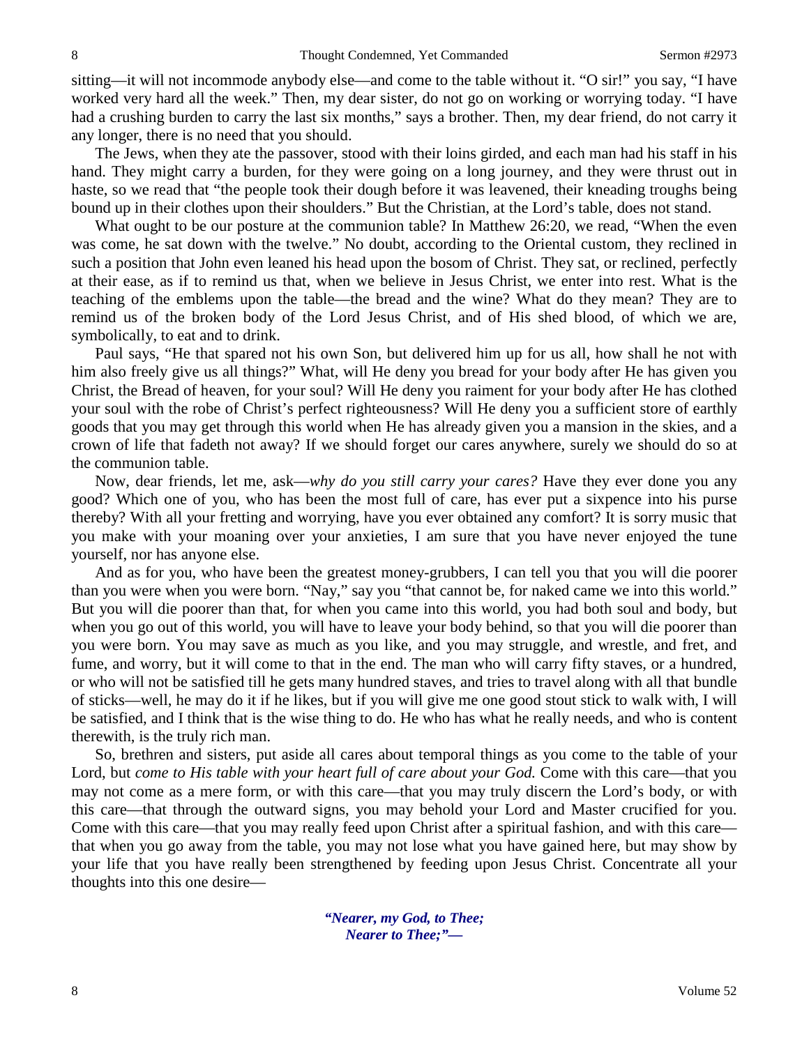sitting—it will not incommode anybody else—and come to the table without it. "O sir!" you say, "I have worked very hard all the week." Then, my dear sister, do not go on working or worrying today. "I have had a crushing burden to carry the last six months," says a brother. Then, my dear friend, do not carry it any longer, there is no need that you should.

The Jews, when they ate the passover, stood with their loins girded, and each man had his staff in his hand. They might carry a burden, for they were going on a long journey, and they were thrust out in haste, so we read that "the people took their dough before it was leavened, their kneading troughs being bound up in their clothes upon their shoulders." But the Christian, at the Lord's table, does not stand.

What ought to be our posture at the communion table? In Matthew 26:20, we read, "When the even was come, he sat down with the twelve." No doubt, according to the Oriental custom, they reclined in such a position that John even leaned his head upon the bosom of Christ. They sat, or reclined, perfectly at their ease, as if to remind us that, when we believe in Jesus Christ, we enter into rest. What is the teaching of the emblems upon the table—the bread and the wine? What do they mean? They are to remind us of the broken body of the Lord Jesus Christ, and of His shed blood, of which we are, symbolically, to eat and to drink.

Paul says, "He that spared not his own Son, but delivered him up for us all, how shall he not with him also freely give us all things?" What, will He deny you bread for your body after He has given you Christ, the Bread of heaven, for your soul? Will He deny you raiment for your body after He has clothed your soul with the robe of Christ's perfect righteousness? Will He deny you a sufficient store of earthly goods that you may get through this world when He has already given you a mansion in the skies, and a crown of life that fadeth not away? If we should forget our cares anywhere, surely we should do so at the communion table.

Now, dear friends, let me, ask—*why do you still carry your cares?* Have they ever done you any good? Which one of you, who has been the most full of care, has ever put a sixpence into his purse thereby? With all your fretting and worrying, have you ever obtained any comfort? It is sorry music that you make with your moaning over your anxieties, I am sure that you have never enjoyed the tune yourself, nor has anyone else.

And as for you, who have been the greatest money-grubbers, I can tell you that you will die poorer than you were when you were born. "Nay," say you "that cannot be, for naked came we into this world." But you will die poorer than that, for when you came into this world, you had both soul and body, but when you go out of this world, you will have to leave your body behind, so that you will die poorer than you were born. You may save as much as you like, and you may struggle, and wrestle, and fret, and fume, and worry, but it will come to that in the end. The man who will carry fifty staves, or a hundred, or who will not be satisfied till he gets many hundred staves, and tries to travel along with all that bundle of sticks—well, he may do it if he likes, but if you will give me one good stout stick to walk with, I will be satisfied, and I think that is the wise thing to do. He who has what he really needs, and who is content therewith, is the truly rich man.

So, brethren and sisters, put aside all cares about temporal things as you come to the table of your Lord, but *come to His table with your heart full of care about your God.* Come with this care—that you may not come as a mere form, or with this care—that you may truly discern the Lord's body, or with this care—that through the outward signs, you may behold your Lord and Master crucified for you. Come with this care—that you may really feed upon Christ after a spiritual fashion, and with this care—that when you go away from the table, you may not lose what you have gained here, but may show by your life that you have really been strengthened by feeding upon Jesus Christ. Concentrate all your thoughts into this one desire—

> ***"Nearer, my God, to Thee;***
> ***Nearer to Thee;"—***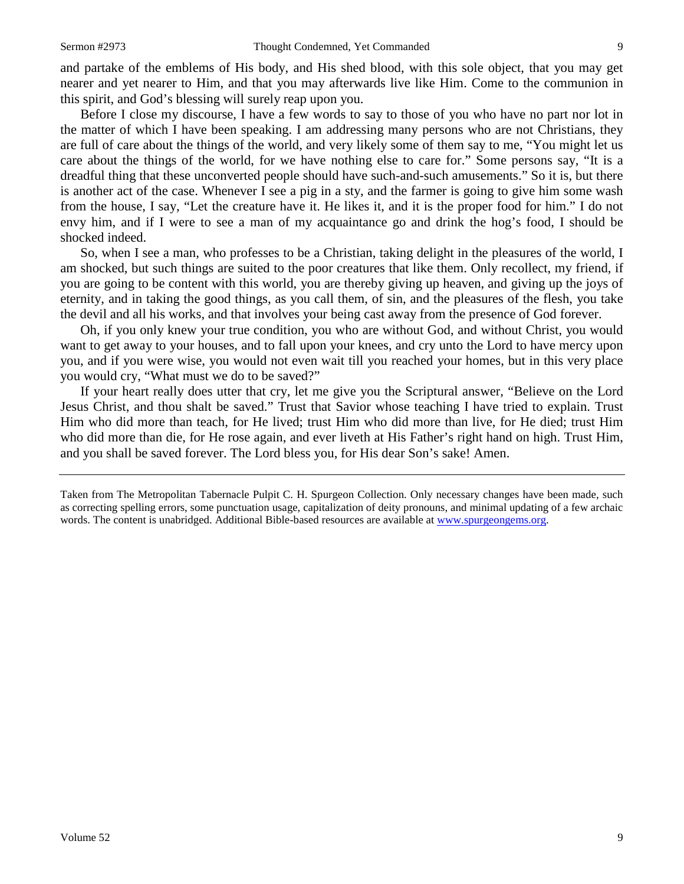and partake of the emblems of His body, and His shed blood, with this sole object, that you may get nearer and yet nearer to Him, and that you may afterwards live like Him. Come to the communion in this spirit, and God's blessing will surely reap upon you.

Before I close my discourse, I have a few words to say to those of you who have no part nor lot in the matter of which I have been speaking. I am addressing many persons who are not Christians, they are full of care about the things of the world, and very likely some of them say to me, "You might let us care about the things of the world, for we have nothing else to care for." Some persons say, "It is a dreadful thing that these unconverted people should have such-and-such amusements." So it is, but there is another act of the case. Whenever I see a pig in a sty, and the farmer is going to give him some wash from the house, I say, "Let the creature have it. He likes it, and it is the proper food for him." I do not envy him, and if I were to see a man of my acquaintance go and drink the hog's food, I should be shocked indeed.

So, when I see a man, who professes to be a Christian, taking delight in the pleasures of the world, I am shocked, but such things are suited to the poor creatures that like them. Only recollect, my friend, if you are going to be content with this world, you are thereby giving up heaven, and giving up the joys of eternity, and in taking the good things, as you call them, of sin, and the pleasures of the flesh, you take the devil and all his works, and that involves your being cast away from the presence of God forever.

Oh, if you only knew your true condition, you who are without God, and without Christ, you would want to get away to your houses, and to fall upon your knees, and cry unto the Lord to have mercy upon you, and if you were wise, you would not even wait till you reached your homes, but in this very place you would cry, "What must we do to be saved?"

If your heart really does utter that cry, let me give you the Scriptural answer, "Believe on the Lord Jesus Christ, and thou shalt be saved." Trust that Savior whose teaching I have tried to explain. Trust Him who did more than teach, for He lived; trust Him who did more than live, for He died; trust Him who did more than die, for He rose again, and ever liveth at His Father's right hand on high. Trust Him, and you shall be saved forever. The Lord bless you, for His dear Son's sake! Amen.

---

Taken from The Metropolitan Tabernacle Pulpit C. H. Spurgeon Collection. Only necessary changes have been made, such as correcting spelling errors, some punctuation usage, capitalization of deity pronouns, and minimal updating of a few archaic words. The content is unabridged. Additional Bible-based resources are available at www.spurgeongems.org.